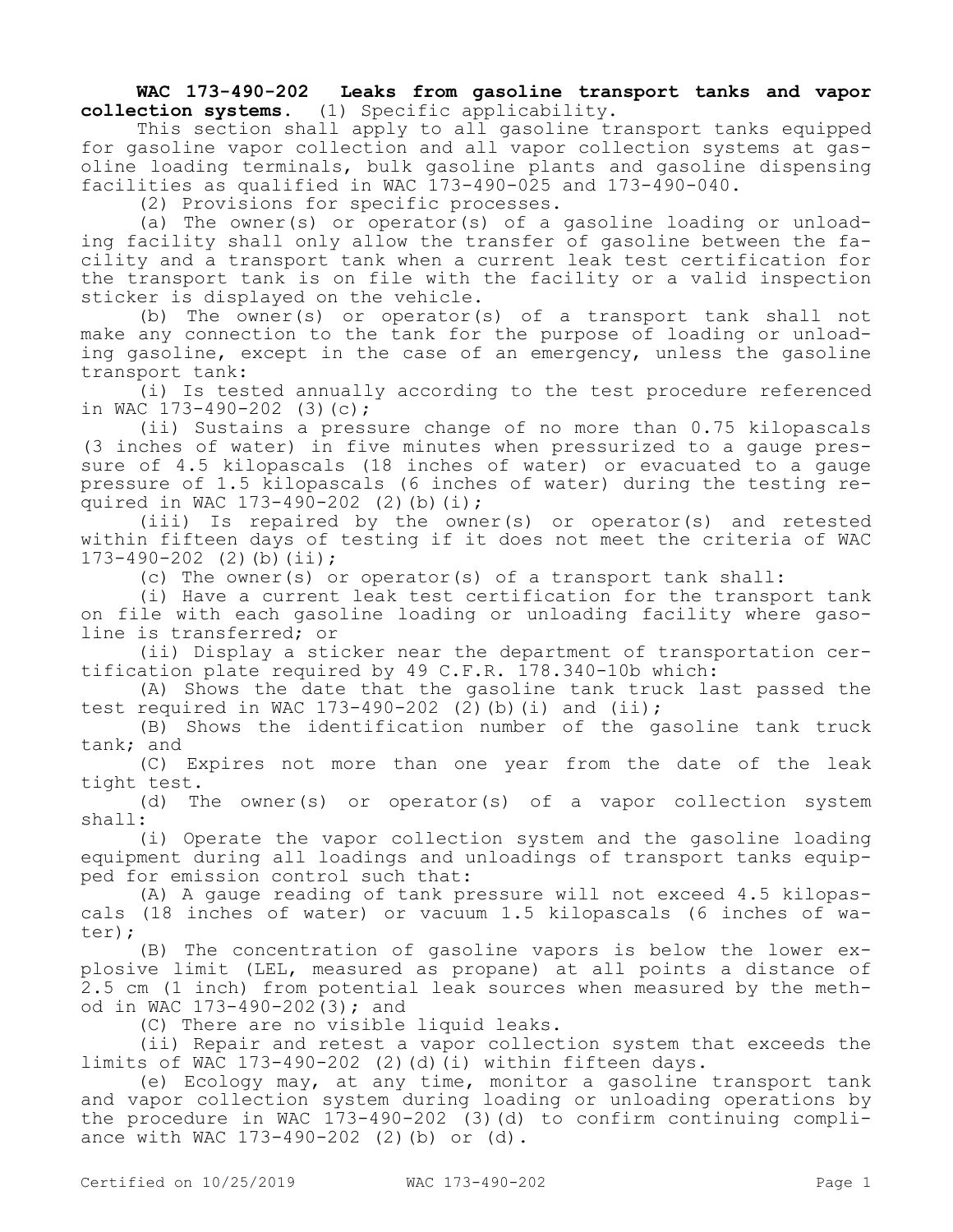**WAC 173-490-202 Leaks from gasoline transport tanks and vapor collection systems.** (1) Specific applicability.

This section shall apply to all gasoline transport tanks equipped for gasoline vapor collection and all vapor collection systems at gasoline loading terminals, bulk gasoline plants and gasoline dispensing facilities as qualified in WAC 173-490-025 and 173-490-040.

(2) Provisions for specific processes.

(a) The owner(s) or operator(s) of a gasoline loading or unloading facility shall only allow the transfer of gasoline between the facility and a transport tank when a current leak test certification for the transport tank is on file with the facility or a valid inspection sticker is displayed on the vehicle.

(b) The owner(s) or operator(s) of a transport tank shall not make any connection to the tank for the purpose of loading or unloading gasoline, except in the case of an emergency, unless the gasoline transport tank:

(i) Is tested annually according to the test procedure referenced in WAC 173-490-202 (3)(c);

(ii) Sustains a pressure change of no more than 0.75 kilopascals (3 inches of water) in five minutes when pressurized to a gauge pressure of 4.5 kilopascals (18 inches of water) or evacuated to a gauge pressure of 1.5 kilopascals (6 inches of water) during the testing required in WAC 173-490-202 (2)(b)(i);

(iii) Is repaired by the owner(s) or operator(s) and retested within fifteen days of testing if it does not meet the criteria of WAC 173-490-202 (2)(b)(ii);

(c) The owner(s) or operator(s) of a transport tank shall:

(i) Have a current leak test certification for the transport tank on file with each gasoline loading or unloading facility where gasoline is transferred; or

(ii) Display a sticker near the department of transportation certification plate required by 49 C.F.R. 178.340-10b which:

(A) Shows the date that the gasoline tank truck last passed the test required in WAC 173-490-202 (2)(b)(i) and (ii);

(B) Shows the identification number of the gasoline tank truck tank; and

(C) Expires not more than one year from the date of the leak tight test.

(d) The owner(s) or operator(s) of a vapor collection system shall:

(i) Operate the vapor collection system and the gasoline loading equipment during all loadings and unloadings of transport tanks equipped for emission control such that:

(A) A gauge reading of tank pressure will not exceed 4.5 kilopascals (18 inches of water) or vacuum 1.5 kilopascals (6 inches of water);

(B) The concentration of gasoline vapors is below the lower explosive limit (LEL, measured as propane) at all points a distance of 2.5 cm (1 inch) from potential leak sources when measured by the method in WAC 173-490-202(3); and

(C) There are no visible liquid leaks.

(ii) Repair and retest a vapor collection system that exceeds the limits of WAC 173-490-202 (2)(d)(i) within fifteen days.

(e) Ecology may, at any time, monitor a gasoline transport tank and vapor collection system during loading or unloading operations by the procedure in WAC 173-490-202 (3)(d) to confirm continuing compliance with WAC 173-490-202 (2)(b) or (d).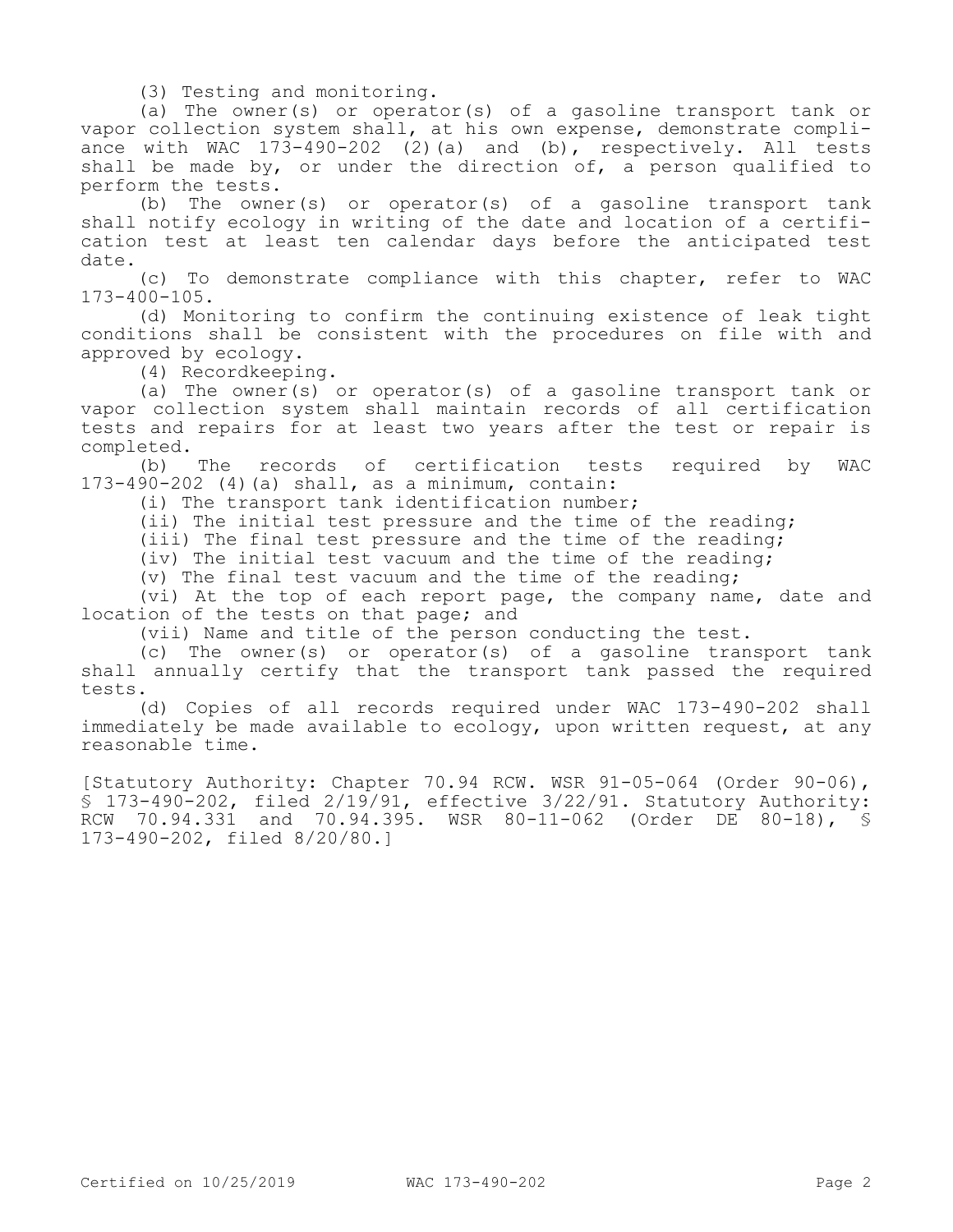(3) Testing and monitoring.

(a) The owner(s) or operator(s) of a gasoline transport tank or vapor collection system shall, at his own expense, demonstrate compliance with WAC 173-490-202 (2)(a) and (b), respectively. All tests shall be made by, or under the direction of, a person qualified to perform the tests.

(b) The owner(s) or operator(s) of a gasoline transport tank shall notify ecology in writing of the date and location of a certification test at least ten calendar days before the anticipated test date.

(c) To demonstrate compliance with this chapter, refer to WAC 173-400-105.

(d) Monitoring to confirm the continuing existence of leak tight conditions shall be consistent with the procedures on file with and approved by ecology.

(4) Recordkeeping.

(a) The owner(s) or operator(s) of a gasoline transport tank or vapor collection system shall maintain records of all certification tests and repairs for at least two years after the test or repair is completed.

(b) The records of certification tests required by WAC 173-490-202 (4)(a) shall, as a minimum, contain:

(i) The transport tank identification number;

(ii) The initial test pressure and the time of the reading;

(iii) The final test pressure and the time of the reading;

(iv) The initial test vacuum and the time of the reading;

(v) The final test vacuum and the time of the reading;

(vi) At the top of each report page, the company name, date and location of the tests on that page; and

(vii) Name and title of the person conducting the test.

(c) The owner(s) or operator(s) of a gasoline transport tank shall annually certify that the transport tank passed the required tests.

(d) Copies of all records required under WAC 173-490-202 shall immediately be made available to ecology, upon written request, at any reasonable time.

[Statutory Authority: Chapter 70.94 RCW. WSR 91-05-064 (Order 90-06), § 173-490-202, filed 2/19/91, effective 3/22/91. Statutory Authority: RCW 70.94.331 and 70.94.395. WSR 80-11-062 (Order DE 80-18), § 173-490-202, filed 8/20/80.]